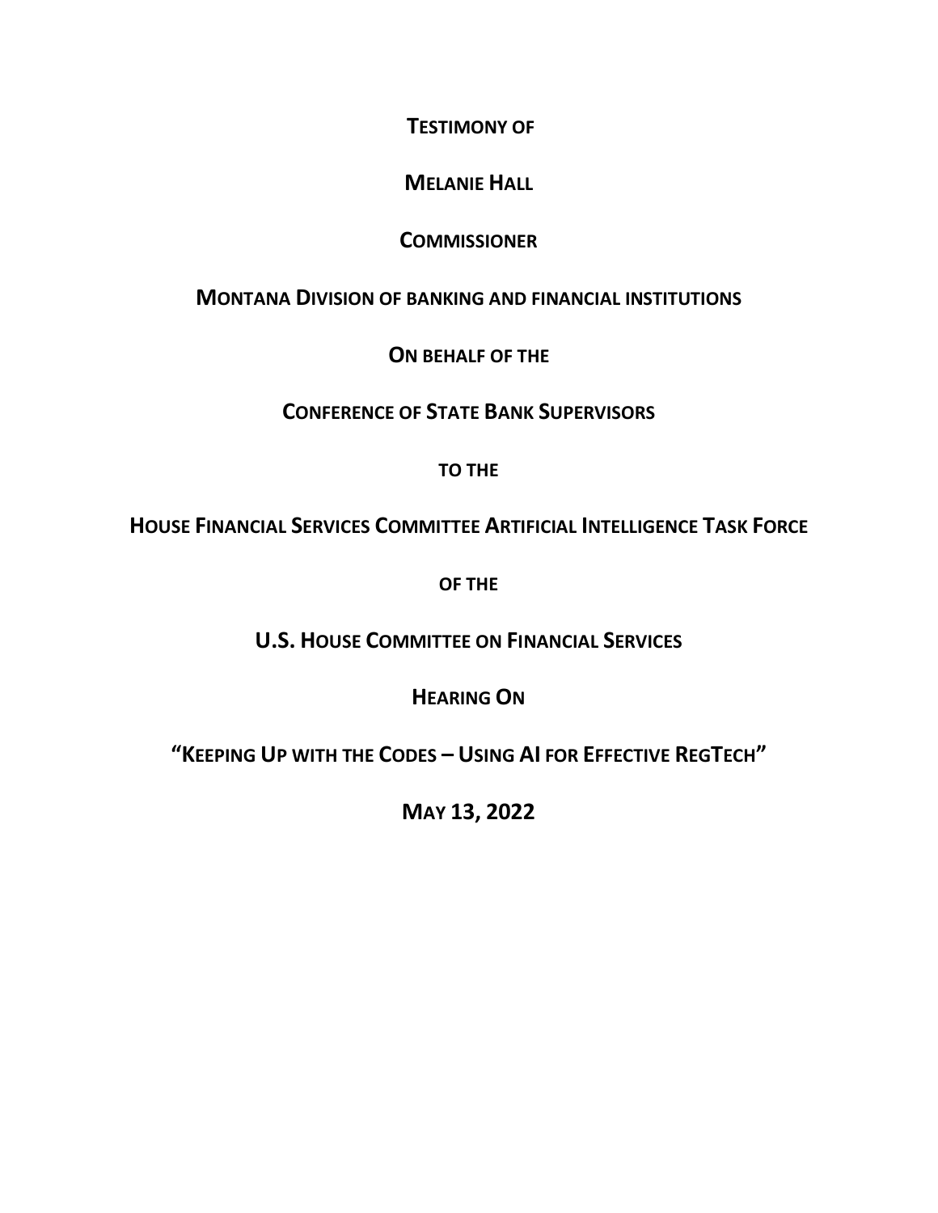**TESTIMONY OF**

**MELANIE HALL**

**COMMISSIONER**

**MONTANA DIVISION OF BANKING AND FINANCIAL INSTITUTIONS**

**ON BEHALF OF THE**

**CONFERENCE OF STATE BANK SUPERVISORS**

**TO THE**

**HOUSE FINANCIAL SERVICES COMMITTEE ARTIFICIAL INTELLIGENCE TASK FORCE**

**OF THE**

**U.S. HOUSE COMMITTEE ON FINANCIAL SERVICES**

**HEARING ON**

**"KEEPING UP WITH THE CODES – USING AI FOR EFFECTIVE REGTECH"**

**MAY 13, 2022**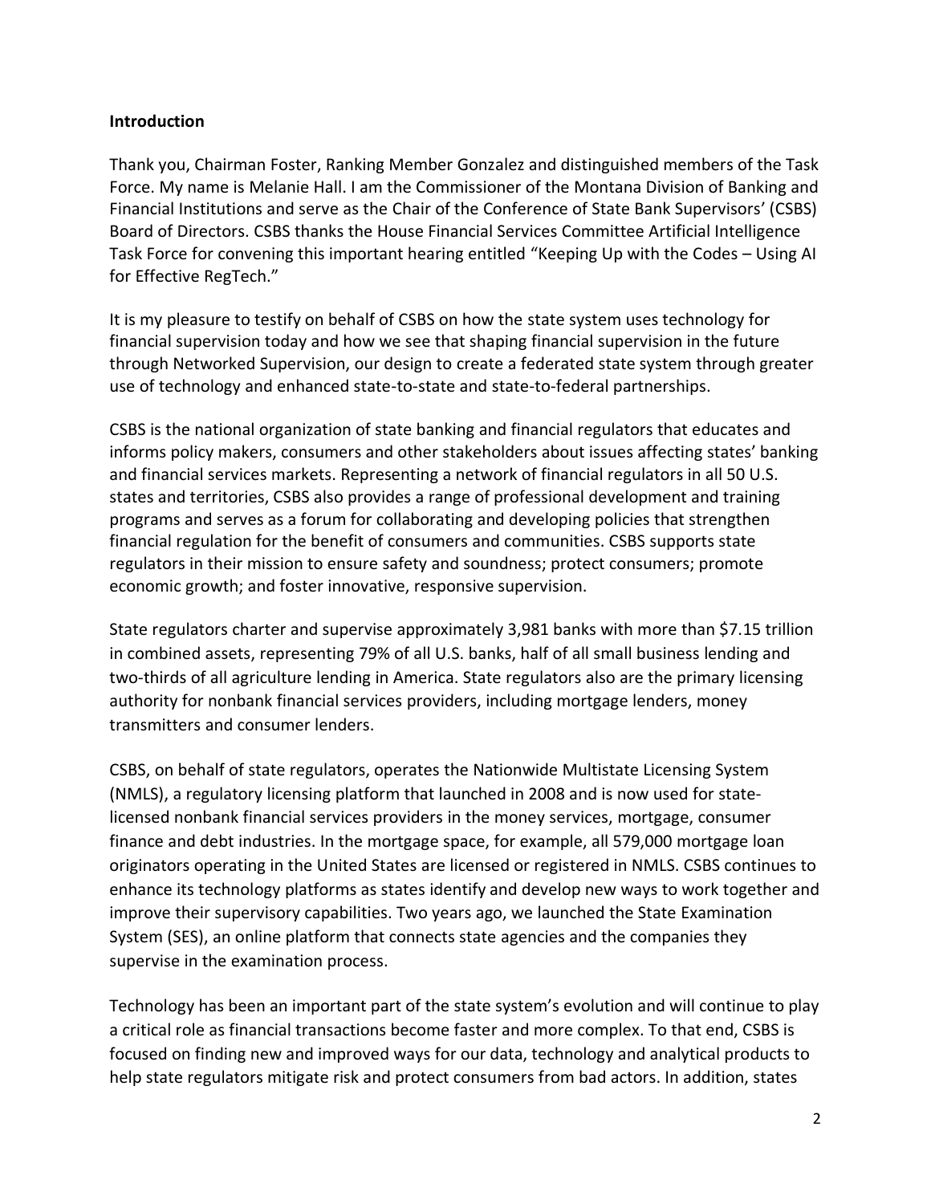**Introduction**

Thank you, Chairman Foster, Ranking Member Gonzalez and distinguished members of the Task Force. My name is Melanie Hall. I am the Commissioner of the Montana Division of Banking and Financial Institutions and serve as the Chair of the Conference of State Bank Supervisors' (CSBS) Board of Directors. CSBS thanks the House Financial Services Committee Artificial Intelligence Task Force for convening this important hearing entitled "Keeping Up with the Codes – Using AI for Effective RegTech."

It is my pleasure to testify on behalf of CSBS on how the state system uses technology for financial supervision today and how we see that shaping financial supervision in the future through Networked Supervision, our design to create a federated state system through greater use of technology and enhanced state-to-state and state-to-federal partnerships.

CSBS is the national organization of state banking and financial regulators that educates and informs policy makers, consumers and other stakeholders about issues affecting states' banking and financial services markets. Representing a network of financial regulators in all 50 U.S. states and territories, CSBS also provides a range of professional development and training programs and serves as a forum for collaborating and developing policies that strengthen financial regulation for the benefit of consumers and communities. CSBS supports state regulators in their mission to ensure safety and soundness; protect consumers; promote economic growth; and foster innovative, responsive supervision.

State regulators charter and supervise approximately 3,981 banks with more than $7.15 trillion in combined assets, representing 79% of all U.S. banks, half of all small business lending and two-thirds of all agriculture lending in America. State regulators also are the primary licensing authority for nonbank financial services providers, including mortgage lenders, money transmitters and consumer lenders.

CSBS, on behalf of state regulators, operates the Nationwide Multistate Licensing System (NMLS), a regulatory licensing platform that launched in 2008 and is now used for state-licensed nonbank financial services providers in the money services, mortgage, consumer finance and debt industries. In the mortgage space, for example, all 579,000 mortgage loan originators operating in the United States are licensed or registered in NMLS. CSBS continues to enhance its technology platforms as states identify and develop new ways to work together and improve their supervisory capabilities. Two years ago, we launched the State Examination System (SES), an online platform that connects state agencies and the companies they supervise in the examination process.

Technology has been an important part of the state system's evolution and will continue to play a critical role as financial transactions become faster and more complex. To that end, CSBS is focused on finding new and improved ways for our data, technology and analytical products to help state regulators mitigate risk and protect consumers from bad actors. In addition, states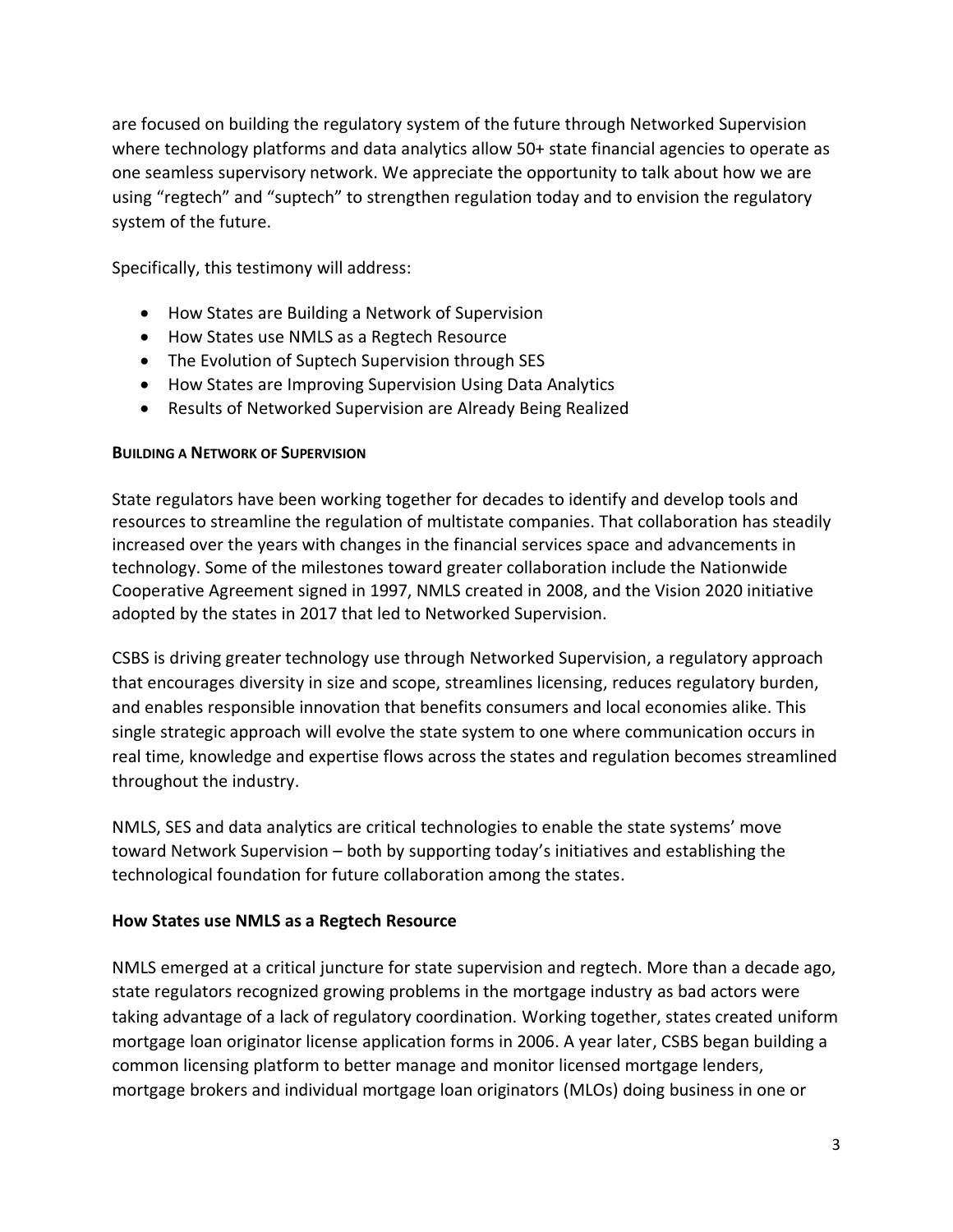are focused on building the regulatory system of the future through Networked Supervision where technology platforms and data analytics allow 50+ state financial agencies to operate as one seamless supervisory network. We appreciate the opportunity to talk about how we are using "regtech" and "suptech" to strengthen regulation today and to envision the regulatory system of the future.

Specifically, this testimony will address:

- How States are Building a Network of Supervision
- How States use NMLS as a Regtech Resource
- The Evolution of Suptech Supervision through SES
- How States are Improving Supervision Using Data Analytics
- Results of Networked Supervision are Already Being Realized

## BUILDING A NETWORK OF SUPERVISION

State regulators have been working together for decades to identify and develop tools and resources to streamline the regulation of multistate companies. That collaboration has steadily increased over the years with changes in the financial services space and advancements in technology. Some of the milestones toward greater collaboration include the Nationwide Cooperative Agreement signed in 1997, NMLS created in 2008, and the Vision 2020 initiative adopted by the states in 2017 that led to Networked Supervision.

CSBS is driving greater technology use through Networked Supervision, a regulatory approach that encourages diversity in size and scope, streamlines licensing, reduces regulatory burden, and enables responsible innovation that benefits consumers and local economies alike. This single strategic approach will evolve the state system to one where communication occurs in real time, knowledge and expertise flows across the states and regulation becomes streamlined throughout the industry.

NMLS, SES and data analytics are critical technologies to enable the state systems' move toward Network Supervision – both by supporting today's initiatives and establishing the technological foundation for future collaboration among the states.

### How States use NMLS as a Regtech Resource

NMLS emerged at a critical juncture for state supervision and regtech. More than a decade ago, state regulators recognized growing problems in the mortgage industry as bad actors were taking advantage of a lack of regulatory coordination. Working together, states created uniform mortgage loan originator license application forms in 2006. A year later, CSBS began building a common licensing platform to better manage and monitor licensed mortgage lenders, mortgage brokers and individual mortgage loan originators (MLOs) doing business in one or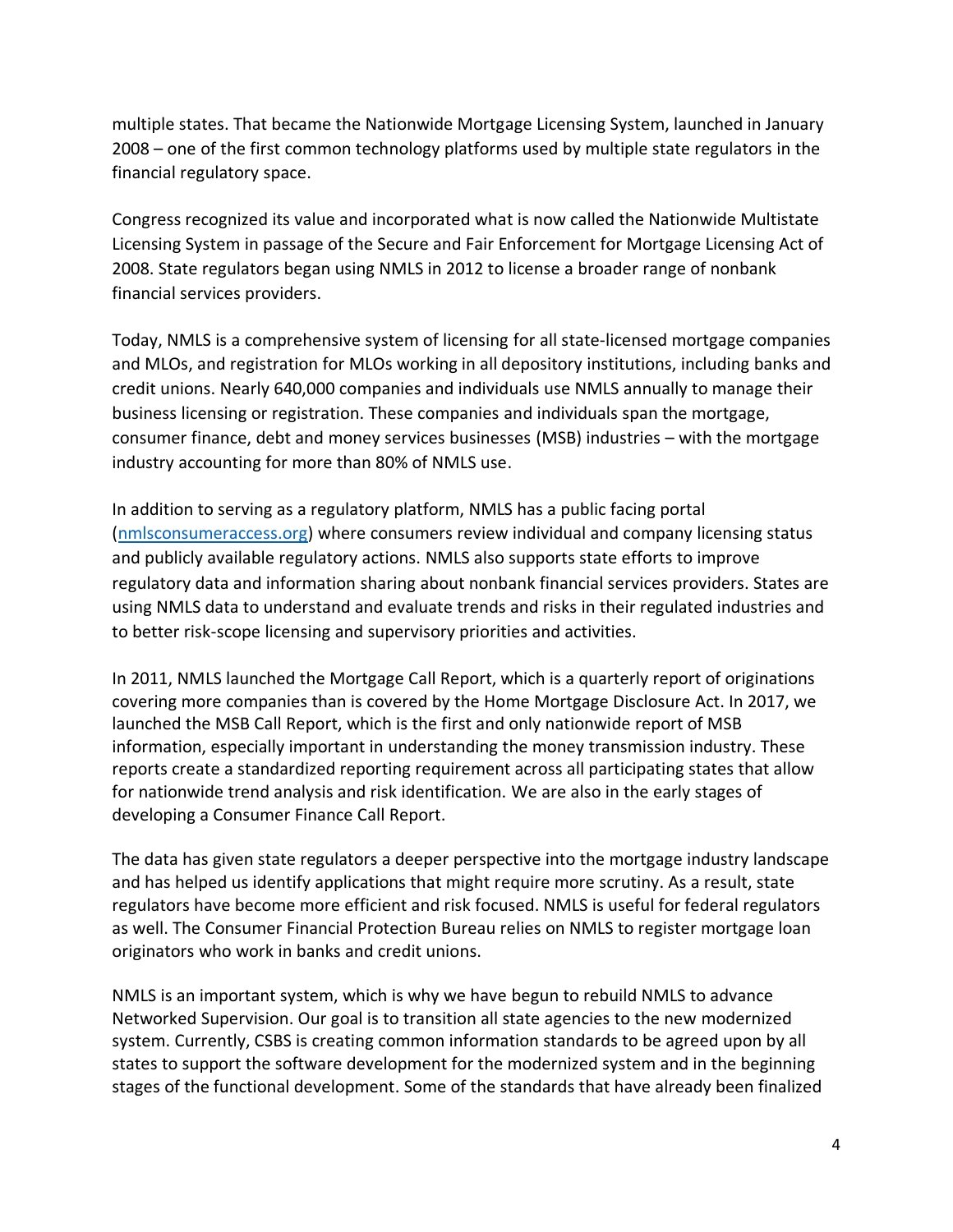multiple states. That became the Nationwide Mortgage Licensing System, launched in January 2008 – one of the first common technology platforms used by multiple state regulators in the financial regulatory space.

Congress recognized its value and incorporated what is now called the Nationwide Multistate Licensing System in passage of the Secure and Fair Enforcement for Mortgage Licensing Act of 2008. State regulators began using NMLS in 2012 to license a broader range of nonbank financial services providers.

Today, NMLS is a comprehensive system of licensing for all state-licensed mortgage companies and MLOs, and registration for MLOs working in all depository institutions, including banks and credit unions. Nearly 640,000 companies and individuals use NMLS annually to manage their business licensing or registration. These companies and individuals span the mortgage, consumer finance, debt and money services businesses (MSB) industries – with the mortgage industry accounting for more than 80% of NMLS use.

In addition to serving as a regulatory platform, NMLS has a public facing portal ([nmlsconsumeraccess.org](nmlsconsumeraccess.org)) where consumers review individual and company licensing status and publicly available regulatory actions. NMLS also supports state efforts to improve regulatory data and information sharing about nonbank financial services providers. States are using NMLS data to understand and evaluate trends and risks in their regulated industries and to better risk-scope licensing and supervisory priorities and activities.

In 2011, NMLS launched the Mortgage Call Report, which is a quarterly report of originations covering more companies than is covered by the Home Mortgage Disclosure Act. In 2017, we launched the MSB Call Report, which is the first and only nationwide report of MSB information, especially important in understanding the money transmission industry. These reports create a standardized reporting requirement across all participating states that allow for nationwide trend analysis and risk identification. We are also in the early stages of developing a Consumer Finance Call Report.

The data has given state regulators a deeper perspective into the mortgage industry landscape and has helped us identify applications that might require more scrutiny. As a result, state regulators have become more efficient and risk focused. NMLS is useful for federal regulators as well. The Consumer Financial Protection Bureau relies on NMLS to register mortgage loan originators who work in banks and credit unions.

NMLS is an important system, which is why we have begun to rebuild NMLS to advance Networked Supervision. Our goal is to transition all state agencies to the new modernized system. Currently, CSBS is creating common information standards to be agreed upon by all states to support the software development for the modernized system and in the beginning stages of the functional development. Some of the standards that have already been finalized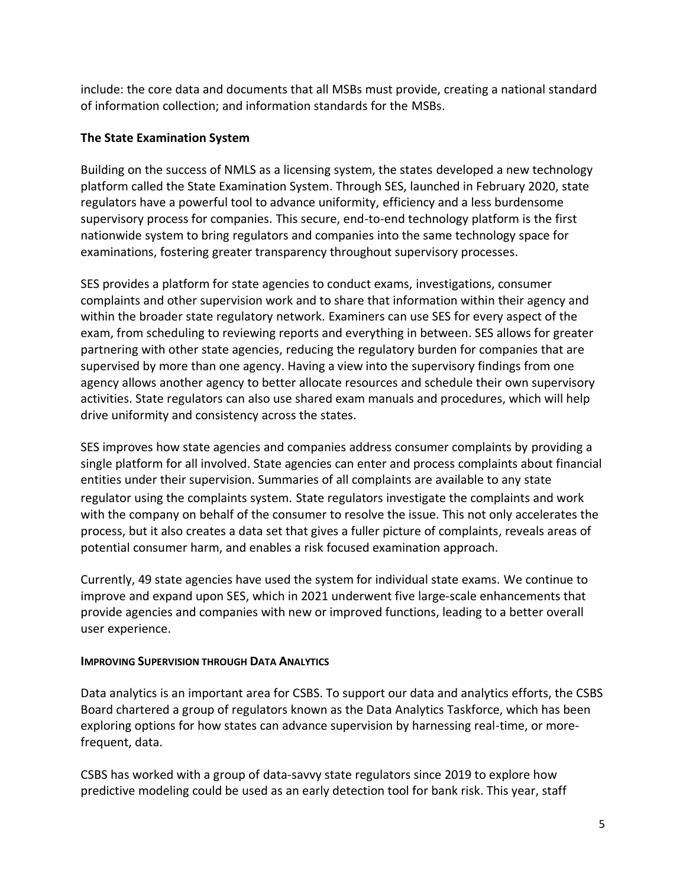include: the core data and documents that all MSBs must provide, creating a national standard of information collection; and information standards for the MSBs.

### The State Examination System

Building on the success of NMLS as a licensing system, the states developed a new technology platform called the State Examination System. Through SES, launched in February 2020, state regulators have a powerful tool to advance uniformity, efficiency and a less burdensome supervisory process for companies. This secure, end-to-end technology platform is the first nationwide system to bring regulators and companies into the same technology space for examinations, fostering greater transparency throughout supervisory processes.

SES provides a platform for state agencies to conduct exams, investigations, consumer complaints and other supervision work and to share that information within their agency and within the broader state regulatory network. Examiners can use SES for every aspect of the exam, from scheduling to reviewing reports and everything in between. SES allows for greater partnering with other state agencies, reducing the regulatory burden for companies that are supervised by more than one agency. Having a view into the supervisory findings from one agency allows another agency to better allocate resources and schedule their own supervisory activities. State regulators can also use shared exam manuals and procedures, which will help drive uniformity and consistency across the states.

SES improves how state agencies and companies address consumer complaints by providing a single platform for all involved. State agencies can enter and process complaints about financial entities under their supervision. Summaries of all complaints are available to any state regulator using the complaints system. State regulators investigate the complaints and work with the company on behalf of the consumer to resolve the issue. This not only accelerates the process, but it also creates a data set that gives a fuller picture of complaints, reveals areas of potential consumer harm, and enables a risk focused examination approach.

Currently, 49 state agencies have used the system for individual state exams. We continue to improve and expand upon SES, which in 2021 underwent five large-scale enhancements that provide agencies and companies with new or improved functions, leading to a better overall user experience.

#### Improving Supervision through Data Analytics

Data analytics is an important area for CSBS. To support our data and analytics efforts, the CSBS Board chartered a group of regulators known as the Data Analytics Taskforce, which has been exploring options for how states can advance supervision by harnessing real-time, or more-frequent, data.

CSBS has worked with a group of data-savvy state regulators since 2019 to explore how predictive modeling could be used as an early detection tool for bank risk. This year, staff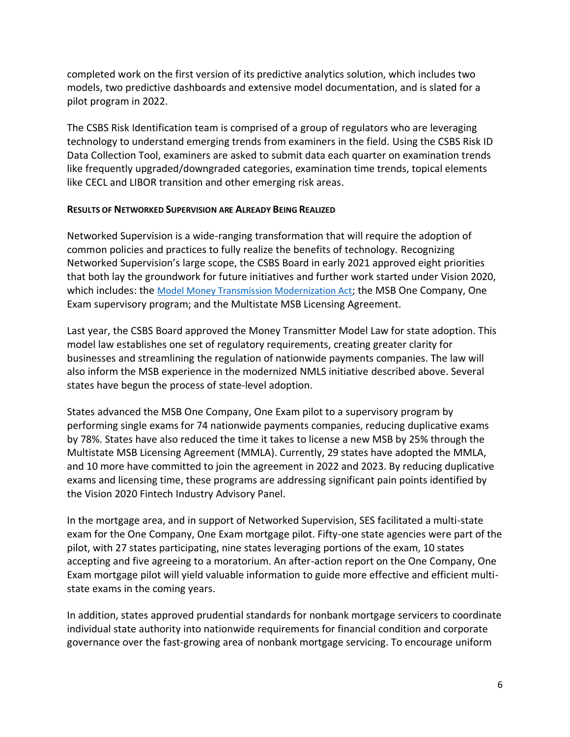completed work on the first version of its predictive analytics solution, which includes two models, two predictive dashboards and extensive model documentation, and is slated for a pilot program in 2022.

The CSBS Risk Identification team is comprised of a group of regulators who are leveraging technology to understand emerging trends from examiners in the field. Using the CSBS Risk ID Data Collection Tool, examiners are asked to submit data each quarter on examination trends like frequently upgraded/downgraded categories, examination time trends, topical elements like CECL and LIBOR transition and other emerging risk areas.

**RESULTS OF NETWORKED SUPERVISION ARE ALREADY BEING REALIZED**

Networked Supervision is a wide-ranging transformation that will require the adoption of common policies and practices to fully realize the benefits of technology. Recognizing Networked Supervision's large scope, the CSBS Board in early 2021 approved eight priorities that both lay the groundwork for future initiatives and further work started under Vision 2020, which includes: the Model Money Transmission Modernization Act; the MSB One Company, One Exam supervisory program; and the Multistate MSB Licensing Agreement.

Last year, the CSBS Board approved the Money Transmitter Model Law for state adoption. This model law establishes one set of regulatory requirements, creating greater clarity for businesses and streamlining the regulation of nationwide payments companies. The law will also inform the MSB experience in the modernized NMLS initiative described above. Several states have begun the process of state-level adoption.

States advanced the MSB One Company, One Exam pilot to a supervisory program by performing single exams for 74 nationwide payments companies, reducing duplicative exams by 78%. States have also reduced the time it takes to license a new MSB by 25% through the Multistate MSB Licensing Agreement (MMLA). Currently, 29 states have adopted the MMLA, and 10 more have committed to join the agreement in 2022 and 2023. By reducing duplicative exams and licensing time, these programs are addressing significant pain points identified by the Vision 2020 Fintech Industry Advisory Panel.

In the mortgage area, and in support of Networked Supervision, SES facilitated a multi-state exam for the One Company, One Exam mortgage pilot. Fifty-one state agencies were part of the pilot, with 27 states participating, nine states leveraging portions of the exam, 10 states accepting and five agreeing to a moratorium. An after-action report on the One Company, One Exam mortgage pilot will yield valuable information to guide more effective and efficient multi-state exams in the coming years.

In addition, states approved prudential standards for nonbank mortgage servicers to coordinate individual state authority into nationwide requirements for financial condition and corporate governance over the fast-growing area of nonbank mortgage servicing. To encourage uniform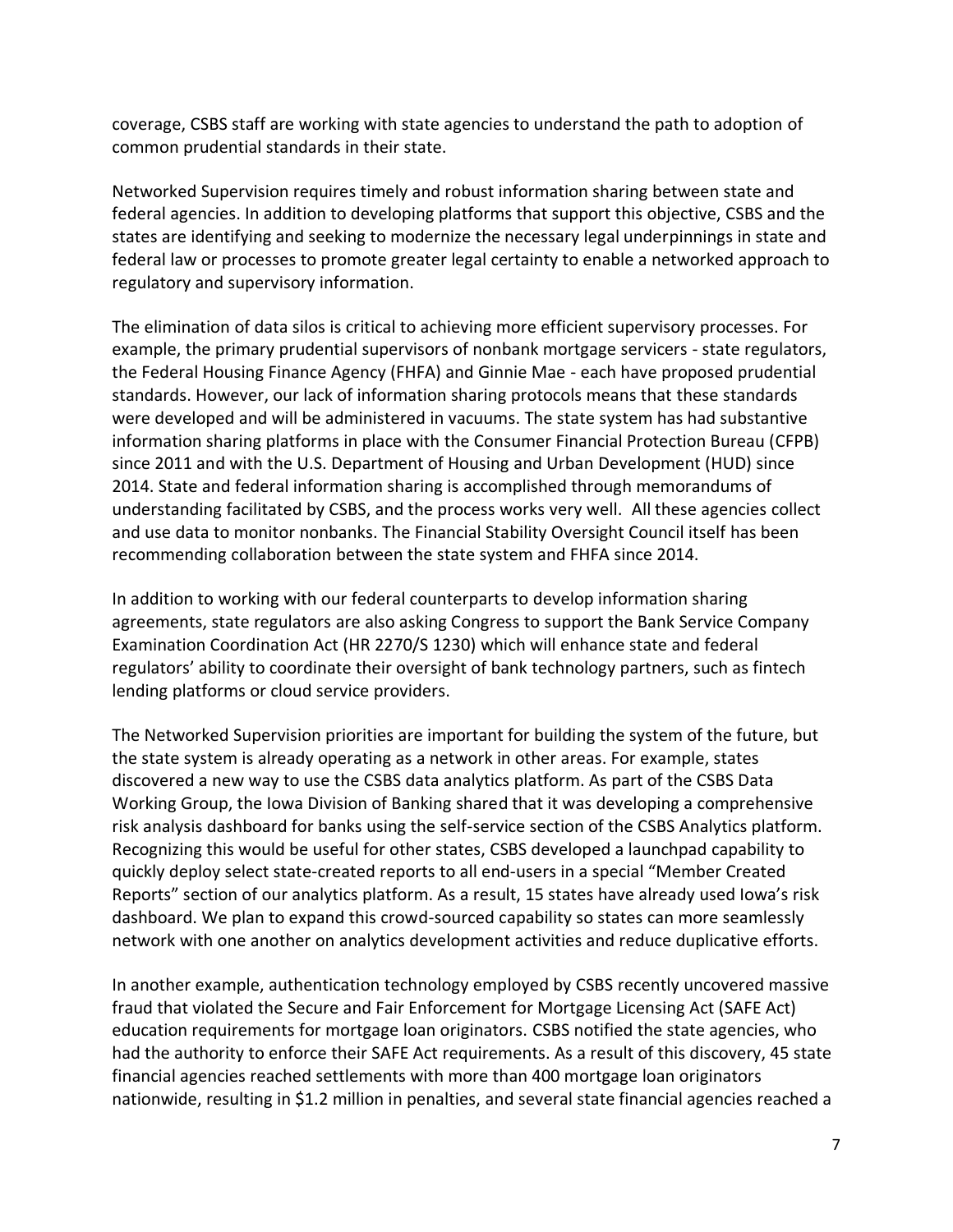coverage, CSBS staff are working with state agencies to understand the path to adoption of common prudential standards in their state.

Networked Supervision requires timely and robust information sharing between state and federal agencies. In addition to developing platforms that support this objective, CSBS and the states are identifying and seeking to modernize the necessary legal underpinnings in state and federal law or processes to promote greater legal certainty to enable a networked approach to regulatory and supervisory information.

The elimination of data silos is critical to achieving more efficient supervisory processes. For example, the primary prudential supervisors of nonbank mortgage servicers - state regulators, the Federal Housing Finance Agency (FHFA) and Ginnie Mae - each have proposed prudential standards. However, our lack of information sharing protocols means that these standards were developed and will be administered in vacuums. The state system has had substantive information sharing platforms in place with the Consumer Financial Protection Bureau (CFPB) since 2011 and with the U.S. Department of Housing and Urban Development (HUD) since 2014. State and federal information sharing is accomplished through memorandums of understanding facilitated by CSBS, and the process works very well. All these agencies collect and use data to monitor nonbanks. The Financial Stability Oversight Council itself has been recommending collaboration between the state system and FHFA since 2014.

In addition to working with our federal counterparts to develop information sharing agreements, state regulators are also asking Congress to support the Bank Service Company Examination Coordination Act (HR 2270/S 1230) which will enhance state and federal regulators' ability to coordinate their oversight of bank technology partners, such as fintech lending platforms or cloud service providers.

The Networked Supervision priorities are important for building the system of the future, but the state system is already operating as a network in other areas. For example, states discovered a new way to use the CSBS data analytics platform. As part of the CSBS Data Working Group, the Iowa Division of Banking shared that it was developing a comprehensive risk analysis dashboard for banks using the self-service section of the CSBS Analytics platform. Recognizing this would be useful for other states, CSBS developed a launchpad capability to quickly deploy select state-created reports to all end-users in a special "Member Created Reports" section of our analytics platform. As a result, 15 states have already used Iowa's risk dashboard. We plan to expand this crowd-sourced capability so states can more seamlessly network with one another on analytics development activities and reduce duplicative efforts.

In another example, authentication technology employed by CSBS recently uncovered massive fraud that violated the Secure and Fair Enforcement for Mortgage Licensing Act (SAFE Act) education requirements for mortgage loan originators. CSBS notified the state agencies, who had the authority to enforce their SAFE Act requirements. As a result of this discovery, 45 state financial agencies reached settlements with more than 400 mortgage loan originators nationwide, resulting in $1.2 million in penalties, and several state financial agencies reached a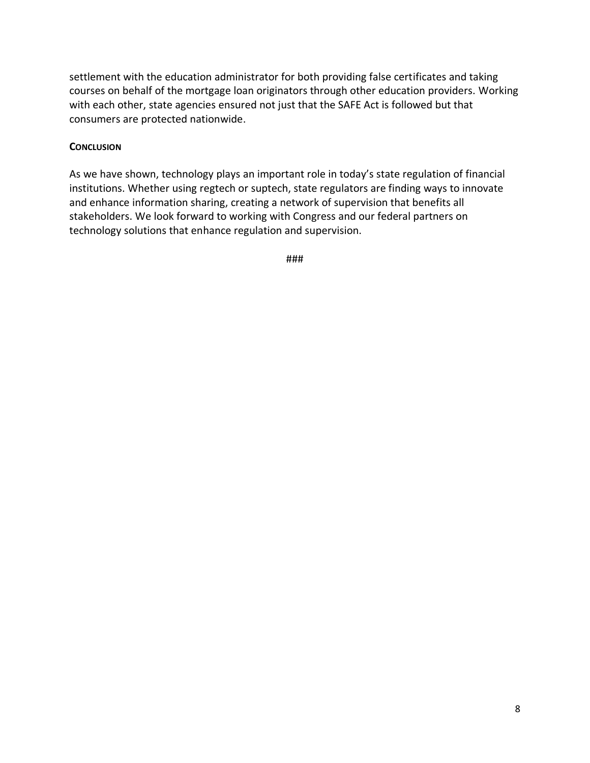settlement with the education administrator for both providing false certificates and taking courses on behalf of the mortgage loan originators through other education providers. Working with each other, state agencies ensured not just that the SAFE Act is followed but that consumers are protected nationwide.

**CONCLUSION**

As we have shown, technology plays an important role in today's state regulation of financial institutions. Whether using regtech or suptech, state regulators are finding ways to innovate and enhance information sharing, creating a network of supervision that benefits all stakeholders. We look forward to working with Congress and our federal partners on technology solutions that enhance regulation and supervision.

###